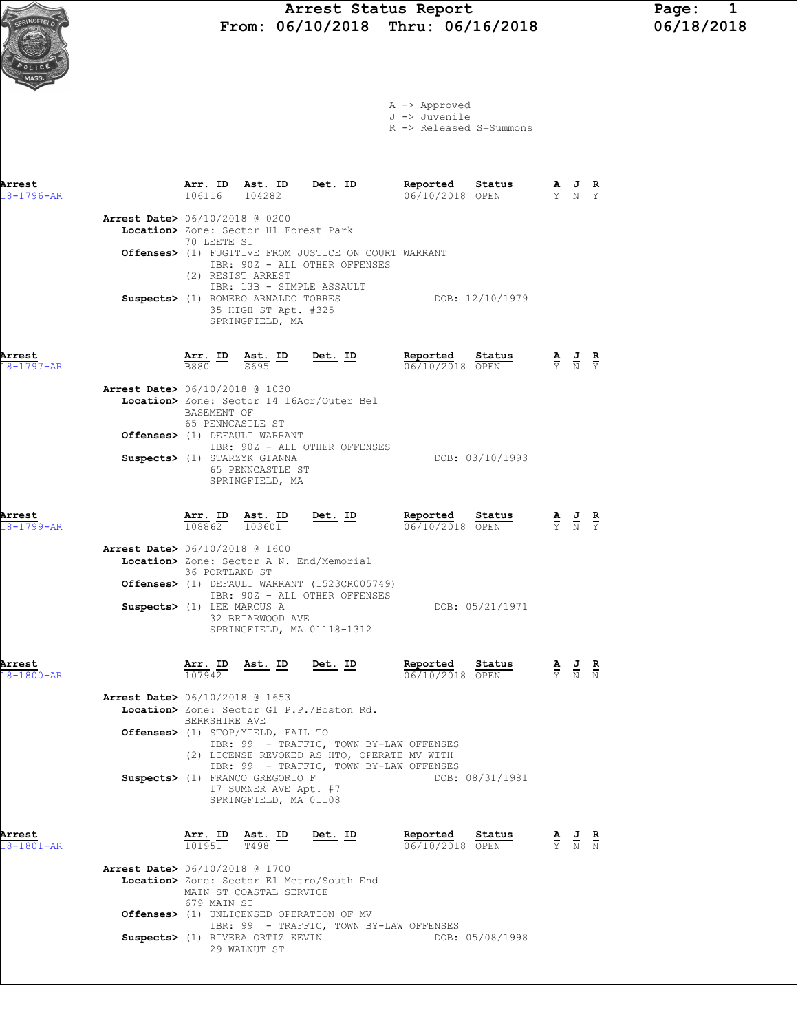# Arrest Status Report
## From: 06/10/2018 Thru: 06/16/2018

06/18/2018

A -> Approved
J -> Juvenile
R -> Released S=Summons

| Arrest | Arr. ID | Ast. ID | Det. ID | Reported | Status | A | J | R |
|---|---|---|---|---|---|---|---|---|
| 18-1796-AR | 106116 | 104282 | | 06/10/2018 | OPEN | Y | N | Y |

**Arrest Date>** 06/10/2018 @ 0200
**Location>** Zone: Sector H1 Forest Park
70 LEETE ST
**Offenses>** (1) FUGITIVE FROM JUSTICE ON COURT WARRANT
IBR: 90Z - ALL OTHER OFFENSES
(2) RESIST ARREST
IBR: 13B - SIMPLE ASSAULT
**Suspects>** (1) ROMERO ARNALDO TORRES — DOB: 12/10/1979
35 HIGH ST Apt. #325
SPRINGFIELD, MA

| Arrest | Arr. ID | Ast. ID | Det. ID | Reported | Status | A | J | R |
|---|---|---|---|---|---|---|---|---|
| 18-1797-AR | B880 | S695 | | 06/10/2018 | OPEN | Y | N | Y |

**Arrest Date>** 06/10/2018 @ 1030
**Location>** Zone: Sector I4 16Acr/Outer Bel
BASEMENT OF
65 PENNCASTLE ST
**Offenses>** (1) DEFAULT WARRANT
IBR: 90Z - ALL OTHER OFFENSES
**Suspects>** (1) STARZYK GIANNA — DOB: 03/10/1993
65 PENNCASTLE ST
SPRINGFIELD, MA

| Arrest | Arr. ID | Ast. ID | Det. ID | Reported | Status | A | J | R |
|---|---|---|---|---|---|---|---|---|
| 18-1799-AR | 108862 | 103601 | | 06/10/2018 | OPEN | Y | N | Y |

**Arrest Date>** 06/10/2018 @ 1600
**Location>** Zone: Sector A N. End/Memorial
36 PORTLAND ST
**Offenses>** (1) DEFAULT WARRANT (1523CR005749)
IBR: 90Z - ALL OTHER OFFENSES
**Suspects>** (1) LEE MARCUS A — DOB: 05/21/1971
32 BRIARWOOD AVE
SPRINGFIELD, MA 01118-1312

| Arrest | Arr. ID | Ast. ID | Det. ID | Reported | Status | A | J | R |
|---|---|---|---|---|---|---|---|---|
| 18-1800-AR | 107942 | | | 06/10/2018 | OPEN | Y | N | N |

**Arrest Date>** 06/10/2018 @ 1653
**Location>** Zone: Sector G1 P.P./Boston Rd.
BERKSHIRE AVE
**Offenses>** (1) STOP/YIELD, FAIL TO
IBR: 99 - TRAFFIC, TOWN BY-LAW OFFENSES
(2) LICENSE REVOKED AS HTO, OPERATE MV WITH
IBR: 99 - TRAFFIC, TOWN BY-LAW OFFENSES
**Suspects>** (1) FRANCO GREGORIO F — DOB: 08/31/1981
17 SUMNER AVE Apt. #7
SPRINGFIELD, MA 01108

| Arrest | Arr. ID | Ast. ID | Det. ID | Reported | Status | A | J | R |
|---|---|---|---|---|---|---|---|---|
| 18-1801-AR | 101951 | T498 | | 06/10/2018 | OPEN | Y | N | N |

**Arrest Date>** 06/10/2018 @ 1700
**Location>** Zone: Sector E1 Metro/South End
MAIN ST COASTAL SERVICE
679 MAIN ST
**Offenses>** (1) UNLICENSED OPERATION OF MV
IBR: 99 - TRAFFIC, TOWN BY-LAW OFFENSES
**Suspects>** (1) RIVERA ORTIZ KEVIN — DOB: 05/08/1998
29 WALNUT ST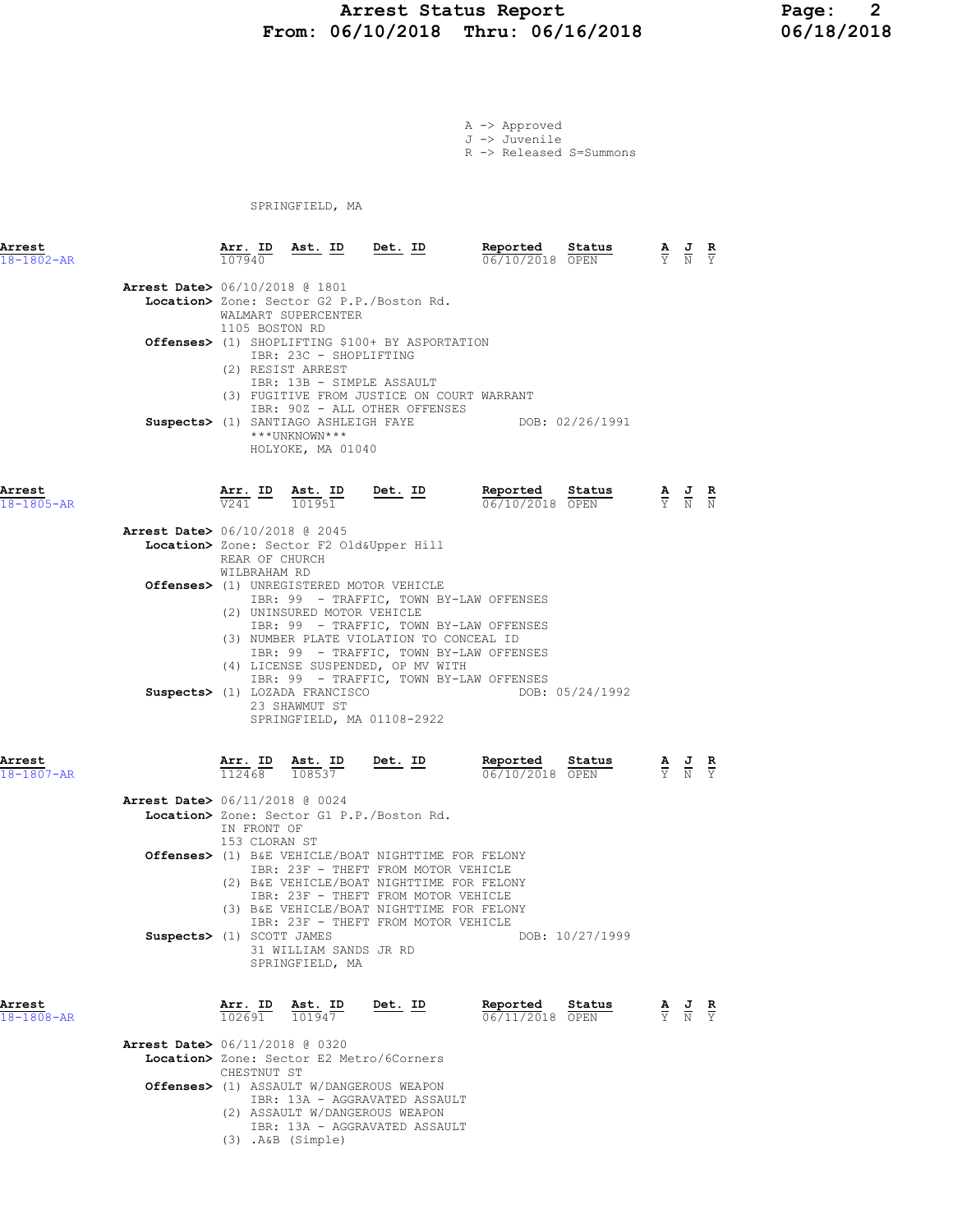# Arrest Status Report
**From: 06/10/2018 Thru: 06/16/2018**

A -> Approved
J -> Juvenile
R -> Released S=Summons

SPRINGFIELD, MA

| Arrest | Arr. ID | Ast. ID | Det. ID | Reported | Status | A | J | R |
|---|---|---|---|---|---|---|---|---|
| 18-1802-AR | 107940 | | | 06/10/2018 | OPEN | Y | N | Y |

**Arrest Date>** 06/10/2018 @ 1801
**Location>** Zone: Sector G2 P.P./Boston Rd.
WALMART SUPERCENTER
1105 BOSTON RD
**Offenses>** (1) SHOPLIFTING $100+ BY ASPORTATION
IBR: 23C - SHOPLIFTING
(2) RESIST ARREST
IBR: 13B - SIMPLE ASSAULT
(3) FUGITIVE FROM JUSTICE ON COURT WARRANT
IBR: 90Z - ALL OTHER OFFENSES
**Suspects>** (1) SANTIAGO ASHLEIGH FAYE DOB: 02/26/1991
***UNKNOWN***
HOLYOKE, MA 01040

| Arrest | Arr. ID | Ast. ID | Det. ID | Reported | Status | A | J | R |
|---|---|---|---|---|---|---|---|---|
| 18-1805-AR | V241 | 101951 | | 06/10/2018 | OPEN | Y | N | N |

**Arrest Date>** 06/10/2018 @ 2045
**Location>** Zone: Sector F2 Old&Upper Hill
REAR OF CHURCH
WILBRAHAM RD
**Offenses>** (1) UNREGISTERED MOTOR VEHICLE
IBR: 99 - TRAFFIC, TOWN BY-LAW OFFENSES
(2) UNINSURED MOTOR VEHICLE
IBR: 99 - TRAFFIC, TOWN BY-LAW OFFENSES
(3) NUMBER PLATE VIOLATION TO CONCEAL ID
IBR: 99 - TRAFFIC, TOWN BY-LAW OFFENSES
(4) LICENSE SUSPENDED, OP MV WITH
IBR: 99 - TRAFFIC, TOWN BY-LAW OFFENSES
**Suspects>** (1) LOZADA FRANCISCO DOB: 05/24/1992
23 SHAWMUT ST
SPRINGFIELD, MA 01108-2922

| Arrest | Arr. ID | Ast. ID | Det. ID | Reported | Status | A | J | R |
|---|---|---|---|---|---|---|---|---|
| 18-1807-AR | 112468 | 108537 | | 06/10/2018 | OPEN | Y | N | Y |

**Arrest Date>** 06/11/2018 @ 0024
**Location>** Zone: Sector G1 P.P./Boston Rd.
IN FRONT OF
153 CLORAN ST
**Offenses>** (1) B&E VEHICLE/BOAT NIGHTTIME FOR FELONY
IBR: 23F - THEFT FROM MOTOR VEHICLE
(2) B&E VEHICLE/BOAT NIGHTTIME FOR FELONY
IBR: 23F - THEFT FROM MOTOR VEHICLE
(3) B&E VEHICLE/BOAT NIGHTTIME FOR FELONY
IBR: 23F - THEFT FROM MOTOR VEHICLE
**Suspects>** (1) SCOTT JAMES DOB: 10/27/1999
31 WILLIAM SANDS JR RD
SPRINGFIELD, MA

| Arrest | Arr. ID | Ast. ID | Det. ID | Reported | Status | A | J | R |
|---|---|---|---|---|---|---|---|---|
| 18-1808-AR | 102691 | 101947 | | 06/11/2018 | OPEN | Y | N | Y |

**Arrest Date>** 06/11/2018 @ 0320
**Location>** Zone: Sector E2 Metro/6Corners
CHESTNUT ST
**Offenses>** (1) ASSAULT W/DANGEROUS WEAPON
IBR: 13A - AGGRAVATED ASSAULT
(2) ASSAULT W/DANGEROUS WEAPON
IBR: 13A - AGGRAVATED ASSAULT
(3) .A&B (Simple)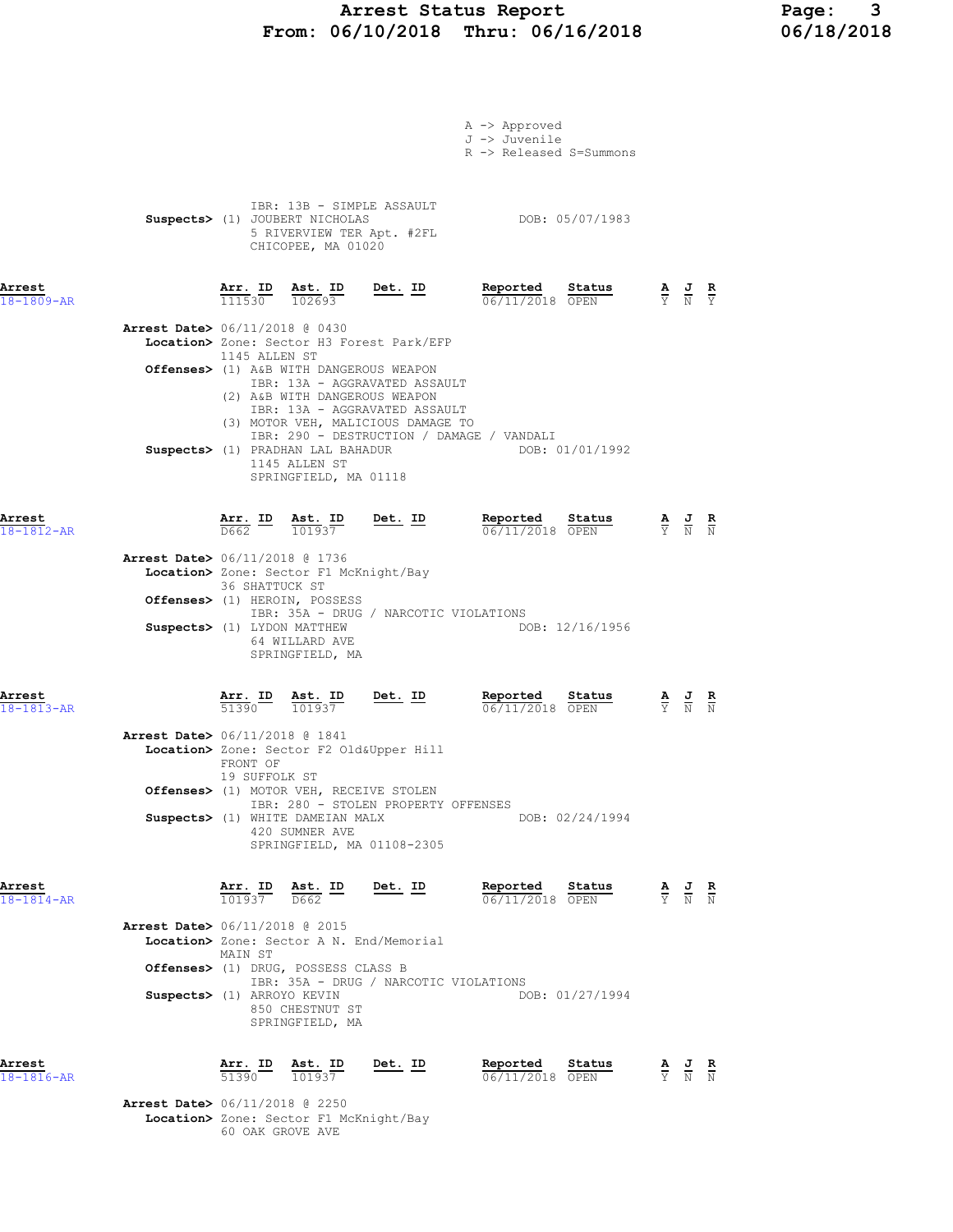A -> Approved
J -> Juvenile
R -> Released S=Summons

IBR: 13B - SIMPLE ASSAULT
**Suspects>** (1) JOUBERT NICHOLAS DOB: 05/07/1983
5 RIVERVIEW TER Apt. #2FL
CHICOPEE, MA 01020

| Arrest | Arr. ID | Ast. ID | Det. ID | Reported | Status | A | J | R |
|---|---|---|---|---|---|---|---|---|
| 18-1809-AR | 111530 | 102693 | | 06/11/2018 | OPEN | Y | N | Y |

**Arrest Date>** 06/11/2018 @ 0430
**Location>** Zone: Sector H3 Forest Park/EFP
1145 ALLEN ST
**Offenses>** (1) A&B WITH DANGEROUS WEAPON
IBR: 13A - AGGRAVATED ASSAULT
(2) A&B WITH DANGEROUS WEAPON
IBR: 13A - AGGRAVATED ASSAULT
(3) MOTOR VEH, MALICIOUS DAMAGE TO
IBR: 290 - DESTRUCTION / DAMAGE / VANDALI
**Suspects>** (1) PRADHAN LAL BAHADUR DOB: 01/01/1992
1145 ALLEN ST
SPRINGFIELD, MA 01118

| Arrest | Arr. ID | Ast. ID | Det. ID | Reported | Status | A | J | R |
|---|---|---|---|---|---|---|---|---|
| 18-1812-AR | D662 | 101937 | | 06/11/2018 | OPEN | Y | N | N |

**Arrest Date>** 06/11/2018 @ 1736
**Location>** Zone: Sector F1 McKnight/Bay
36 SHATTUCK ST
**Offenses>** (1) HEROIN, POSSESS
IBR: 35A - DRUG / NARCOTIC VIOLATIONS
**Suspects>** (1) LYDON MATTHEW DOB: 12/16/1956
64 WILLARD AVE
SPRINGFIELD, MA

| Arrest | Arr. ID | Ast. ID | Det. ID | Reported | Status | A | J | R |
|---|---|---|---|---|---|---|---|---|
| 18-1813-AR | 51390 | 101937 | | 06/11/2018 | OPEN | Y | N | N |

**Arrest Date>** 06/11/2018 @ 1841
**Location>** Zone: Sector F2 Old&Upper Hill
FRONT OF
19 SUFFOLK ST
**Offenses>** (1) MOTOR VEH, RECEIVE STOLEN
IBR: 280 - STOLEN PROPERTY OFFENSES
**Suspects>** (1) WHITE DAMEIAN MALX DOB: 02/24/1994
420 SUMNER AVE
SPRINGFIELD, MA 01108-2305

| Arrest | Arr. ID | Ast. ID | Det. ID | Reported | Status | A | J | R |
|---|---|---|---|---|---|---|---|---|
| 18-1814-AR | 101937 | D662 | | 06/11/2018 | OPEN | Y | N | N |

**Arrest Date>** 06/11/2018 @ 2015
**Location>** Zone: Sector A N. End/Memorial
MAIN ST
**Offenses>** (1) DRUG, POSSESS CLASS B
IBR: 35A - DRUG / NARCOTIC VIOLATIONS
**Suspects>** (1) ARROYO KEVIN DOB: 01/27/1994
850 CHESTNUT ST
SPRINGFIELD, MA

| Arrest | Arr. ID | Ast. ID | Det. ID | Reported | Status | A | J | R |
|---|---|---|---|---|---|---|---|---|
| 18-1816-AR | 51390 | 101937 | | 06/11/2018 | OPEN | Y | N | N |

**Arrest Date>** 06/11/2018 @ 2250
**Location>** Zone: Sector F1 McKnight/Bay
60 OAK GROVE AVE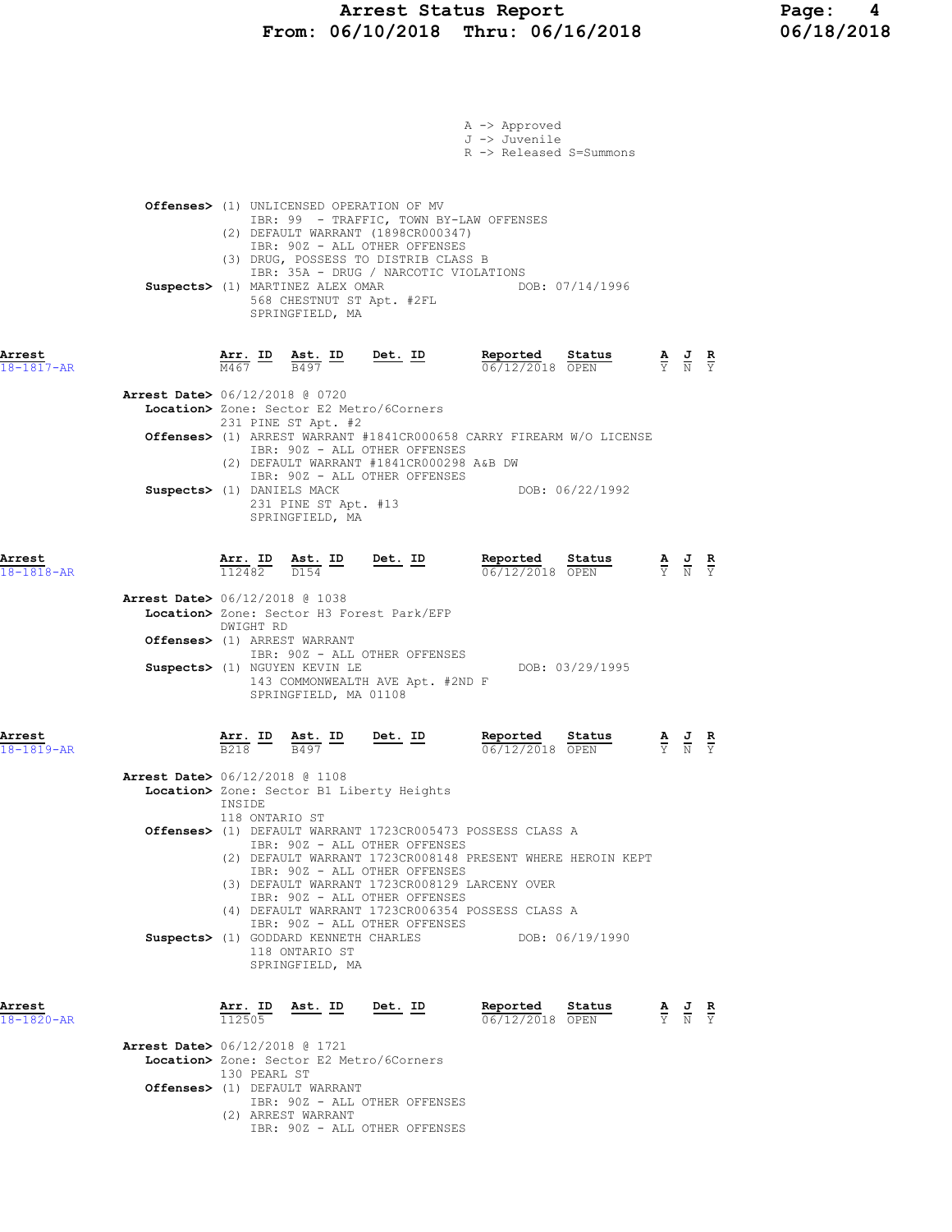A -> Approved
J -> Juvenile
R -> Released S=Summons

**Offenses>** (1) UNLICENSED OPERATION OF MV
IBR: 99 - TRAFFIC, TOWN BY-LAW OFFENSES
(2) DEFAULT WARRANT (1898CR000347)
IBR: 90Z - ALL OTHER OFFENSES
(3) DRUG, POSSESS TO DISTRIB CLASS B
IBR: 35A - DRUG / NARCOTIC VIOLATIONS

**Suspects>** (1) MARTINEZ ALEX OMAR DOB: 07/14/1996
568 CHESTNUT ST Apt. #2FL
SPRINGFIELD, MA

| Arrest | Arr. ID | Ast. ID | Det. ID | Reported | Status | A | J | R |
|---|---|---|---|---|---|---|---|---|
| 18-1817-AR | M467 | B497 | | 06/12/2018 | OPEN | Y | N | Y |

**Arrest Date>** 06/12/2018 @ 0720
**Location>** Zone: Sector E2 Metro/6Corners
231 PINE ST Apt. #2
**Offenses>** (1) ARREST WARRANT #1841CR000658 CARRY FIREARM W/O LICENSE
IBR: 90Z - ALL OTHER OFFENSES
(2) DEFAULT WARRANT #1841CR000298 A&B DW
IBR: 90Z - ALL OTHER OFFENSES
**Suspects>** (1) DANIELS MACK DOB: 06/22/1992
231 PINE ST Apt. #13
SPRINGFIELD, MA

| Arrest | Arr. ID | Ast. ID | Det. ID | Reported | Status | A | J | R |
|---|---|---|---|---|---|---|---|---|
| 18-1818-AR | 112482 | D154 | | 06/12/2018 | OPEN | Y | N | Y |

**Arrest Date>** 06/12/2018 @ 1038
**Location>** Zone: Sector H3 Forest Park/EFP
DWIGHT RD
**Offenses>** (1) ARREST WARRANT
IBR: 90Z - ALL OTHER OFFENSES
**Suspects>** (1) NGUYEN KEVIN LE DOB: 03/29/1995
143 COMMONWEALTH AVE Apt. #2ND F
SPRINGFIELD, MA 01108

| Arrest | Arr. ID | Ast. ID | Det. ID | Reported | Status | A | J | R |
|---|---|---|---|---|---|---|---|---|
| 18-1819-AR | B218 | B497 | | 06/12/2018 | OPEN | Y | N | Y |

**Arrest Date>** 06/12/2018 @ 1108
**Location>** Zone: Sector B1 Liberty Heights
INSIDE
118 ONTARIO ST
**Offenses>** (1) DEFAULT WARRANT 1723CR005473 POSSESS CLASS A
IBR: 90Z - ALL OTHER OFFENSES
(2) DEFAULT WARRANT 1723CR008148 PRESENT WHERE HEROIN KEPT
IBR: 90Z - ALL OTHER OFFENSES
(3) DEFAULT WARRANT 1723CR008129 LARCENY OVER
IBR: 90Z - ALL OTHER OFFENSES
(4) DEFAULT WARRANT 1723CR006354 POSSESS CLASS A
IBR: 90Z - ALL OTHER OFFENSES
**Suspects>** (1) GODDARD KENNETH CHARLES DOB: 06/19/1990
118 ONTARIO ST
SPRINGFIELD, MA

| Arrest | Arr. ID | Ast. ID | Det. ID | Reported | Status | A | J | R |
|---|---|---|---|---|---|---|---|---|
| 18-1820-AR | 112505 | | | 06/12/2018 | OPEN | Y | N | Y |

**Arrest Date>** 06/12/2018 @ 1721
**Location>** Zone: Sector E2 Metro/6Corners
130 PEARL ST
**Offenses>** (1) DEFAULT WARRANT
IBR: 90Z - ALL OTHER OFFENSES
(2) ARREST WARRANT
IBR: 90Z - ALL OTHER OFFENSES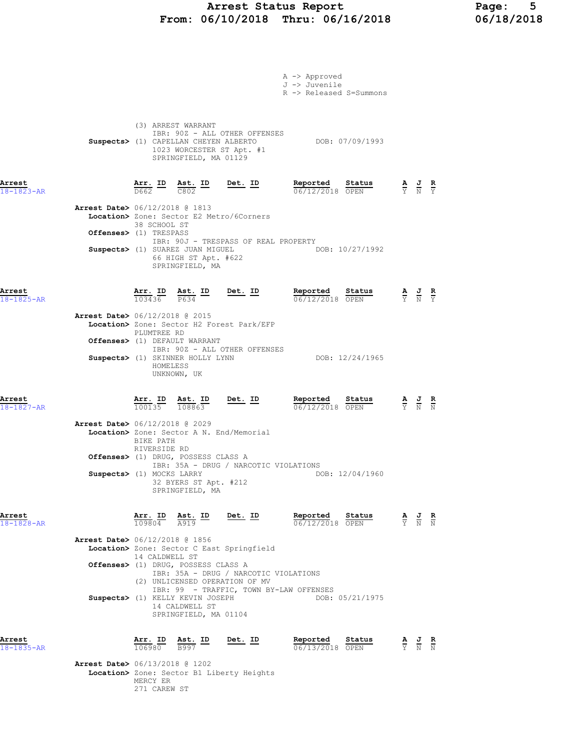A -> Approved
J -> Juvenile
R -> Released S=Summons

(3) ARREST WARRANT
IBR: 90Z - ALL OTHER OFFENSES

**Suspects>** (1) CAPELLAN CHEYEN ALBERTO DOB: 07/09/1993
1023 WORCESTER ST Apt. #1
SPRINGFIELD, MA 01129

---

| Arrest | Arr. ID | Ast. ID | Det. ID | Reported | Status | A | J | R |
|---|---|---|---|---|---|---|---|---|
| 18-1823-AR | D662 | C802 | | 06/12/2018 | OPEN | Y | N | Y |

**Arrest Date>** 06/12/2018 @ 1813
**Location>** Zone: Sector E2 Metro/6Corners
38 SCHOOL ST
**Offenses>** (1) TRESPASS
IBR: 90J - TRESPASS OF REAL PROPERTY
**Suspects>** (1) SUAREZ JUAN MIGUEL DOB: 10/27/1992
66 HIGH ST Apt. #622
SPRINGFIELD, MA

---

| Arrest | Arr. ID | Ast. ID | Det. ID | Reported | Status | A | J | R |
|---|---|---|---|---|---|---|---|---|
| 18-1825-AR | 103436 | P634 | | 06/12/2018 | OPEN | Y | N | Y |

**Arrest Date>** 06/12/2018 @ 2015
**Location>** Zone: Sector H2 Forest Park/EFP
PLUMTREE RD
**Offenses>** (1) DEFAULT WARRANT
IBR: 90Z - ALL OTHER OFFENSES
**Suspects>** (1) SKINNER HOLLY LYNN DOB: 12/24/1965
HOMELESS
UNKNOWN, UK

---

| Arrest | Arr. ID | Ast. ID | Det. ID | Reported | Status | A | J | R |
|---|---|---|---|---|---|---|---|---|
| 18-1827-AR | 100135 | 108863 | | 06/12/2018 | OPEN | Y | N | N |

**Arrest Date>** 06/12/2018 @ 2029
**Location>** Zone: Sector A N. End/Memorial
BIKE PATH
RIVERSIDE RD
**Offenses>** (1) DRUG, POSSESS CLASS A
IBR: 35A - DRUG / NARCOTIC VIOLATIONS
**Suspects>** (1) MOCKS LARRY DOB: 12/04/1960
32 BYERS ST Apt. #212
SPRINGFIELD, MA

---

| Arrest | Arr. ID | Ast. ID | Det. ID | Reported | Status | A | J | R |
|---|---|---|---|---|---|---|---|---|
| 18-1828-AR | 109804 | A919 | | 06/12/2018 | OPEN | Y | N | N |

**Arrest Date>** 06/12/2018 @ 1856
**Location>** Zone: Sector C East Springfield
14 CALDWELL ST
**Offenses>** (1) DRUG, POSSESS CLASS A
IBR: 35A - DRUG / NARCOTIC VIOLATIONS
(2) UNLICENSED OPERATION OF MV
IBR: 99 - TRAFFIC, TOWN BY-LAW OFFENSES
**Suspects>** (1) KELLY KEVIN JOSEPH DOB: 05/21/1975
14 CALDWELL ST
SPRINGFIELD, MA 01104

---

| Arrest | Arr. ID | Ast. ID | Det. ID | Reported | Status | A | J | R |
|---|---|---|---|---|---|---|---|---|
| 18-1835-AR | 106980 | B997 | | 06/13/2018 | OPEN | Y | N | N |

**Arrest Date>** 06/13/2018 @ 1202
**Location>** Zone: Sector B1 Liberty Heights
MERCY ER
271 CAREW ST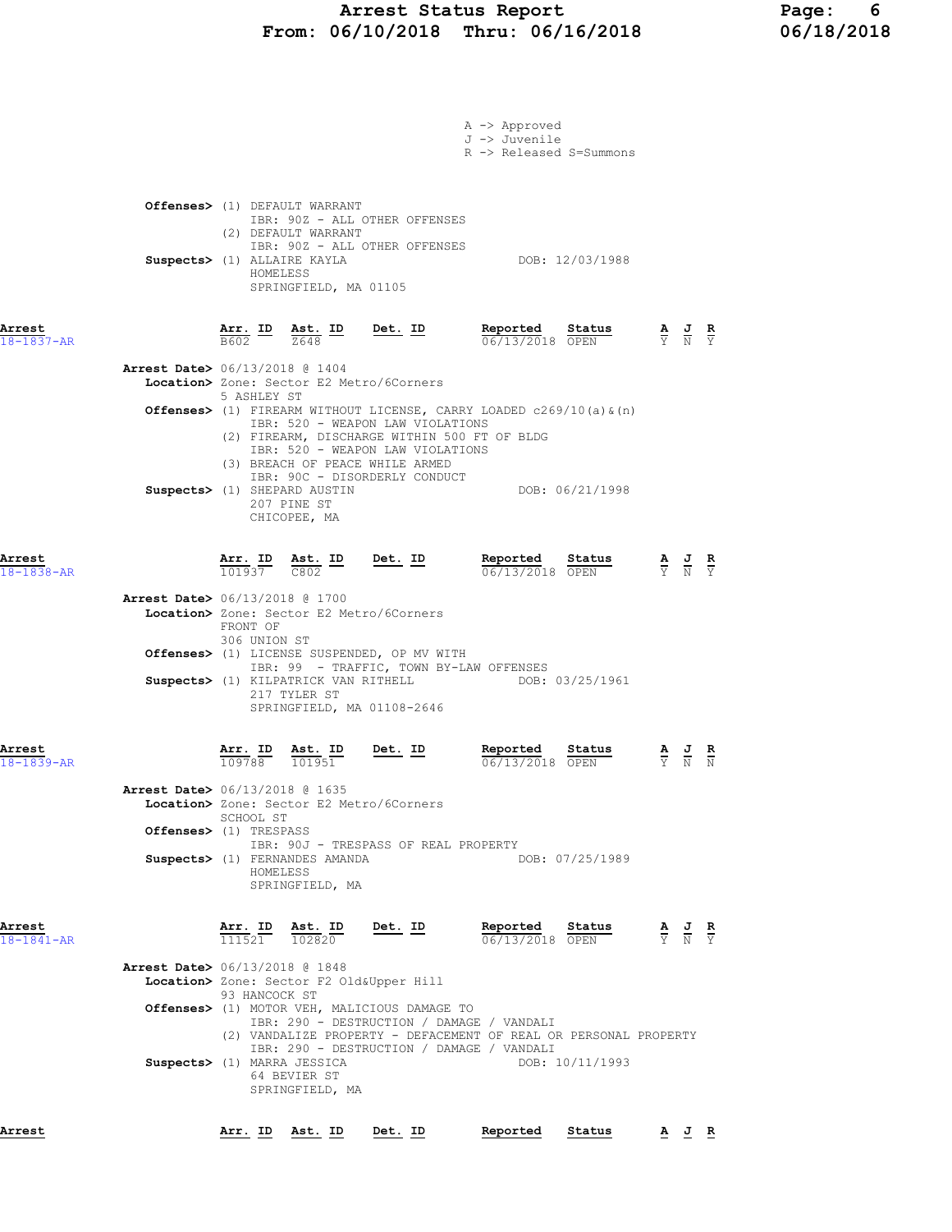A -> Approved
J -> Juvenile
R -> Released S=Summons

**Offenses>** (1) DEFAULT WARRANT
IBR: 90Z - ALL OTHER OFFENSES
(2) DEFAULT WARRANT
IBR: 90Z - ALL OTHER OFFENSES
**Suspects>** (1) ALLAIRE KAYLA DOB: 12/03/1988
HOMELESS
SPRINGFIELD, MA 01105

| Arrest | Arr. ID | Ast. ID | Det. ID | Reported | Status | A | J | R |
|---|---|---|---|---|---|---|---|---|
| 18-1837-AR | B602 | Z648 | | 06/13/2018 | OPEN | Y | N | Y |

**Arrest Date>** 06/13/2018 @ 1404
**Location>** Zone: Sector E2 Metro/6Corners
5 ASHLEY ST
**Offenses>** (1) FIREARM WITHOUT LICENSE, CARRY LOADED c269/10(a)&(n)
IBR: 520 - WEAPON LAW VIOLATIONS
(2) FIREARM, DISCHARGE WITHIN 500 FT OF BLDG
IBR: 520 - WEAPON LAW VIOLATIONS
(3) BREACH OF PEACE WHILE ARMED
IBR: 90C - DISORDERLY CONDUCT
**Suspects>** (1) SHEPARD AUSTIN DOB: 06/21/1998
207 PINE ST
CHICOPEE, MA

| Arrest | Arr. ID | Ast. ID | Det. ID | Reported | Status | A | J | R |
|---|---|---|---|---|---|---|---|---|
| 18-1838-AR | 101937 | C802 | | 06/13/2018 | OPEN | Y | N | Y |

**Arrest Date>** 06/13/2018 @ 1700
**Location>** Zone: Sector E2 Metro/6Corners
FRONT OF
306 UNION ST
**Offenses>** (1) LICENSE SUSPENDED, OP MV WITH
IBR: 99 - TRAFFIC, TOWN BY-LAW OFFENSES
**Suspects>** (1) KILPATRICK VAN RITHELL DOB: 03/25/1961
217 TYLER ST
SPRINGFIELD, MA 01108-2646

| Arrest | Arr. ID | Ast. ID | Det. ID | Reported | Status | A | J | R |
|---|---|---|---|---|---|---|---|---|
| 18-1839-AR | 109788 | 101951 | | 06/13/2018 | OPEN | Y | N | N |

**Arrest Date>** 06/13/2018 @ 1635
**Location>** Zone: Sector E2 Metro/6Corners
SCHOOL ST
**Offenses>** (1) TRESPASS
IBR: 90J - TRESPASS OF REAL PROPERTY
**Suspects>** (1) FERNANDES AMANDA DOB: 07/25/1989
HOMELESS
SPRINGFIELD, MA

| Arrest | Arr. ID | Ast. ID | Det. ID | Reported | Status | A | J | R |
|---|---|---|---|---|---|---|---|---|
| 18-1841-AR | 111521 | 102820 | | 06/13/2018 | OPEN | Y | N | Y |

**Arrest Date>** 06/13/2018 @ 1848
**Location>** Zone: Sector F2 Old&Upper Hill
93 HANCOCK ST
**Offenses>** (1) MOTOR VEH, MALICIOUS DAMAGE TO
IBR: 290 - DESTRUCTION / DAMAGE / VANDALI
(2) VANDALIZE PROPERTY - DEFACEMENT OF REAL OR PERSONAL PROPERTY
IBR: 290 - DESTRUCTION / DAMAGE / VANDALI
**Suspects>** (1) MARRA JESSICA DOB: 10/11/1993
64 BEVIER ST
SPRINGFIELD, MA

| Arrest | Arr. ID | Ast. ID | Det. ID | Reported | Status | A | J | R |
|---|---|---|---|---|---|---|---|---|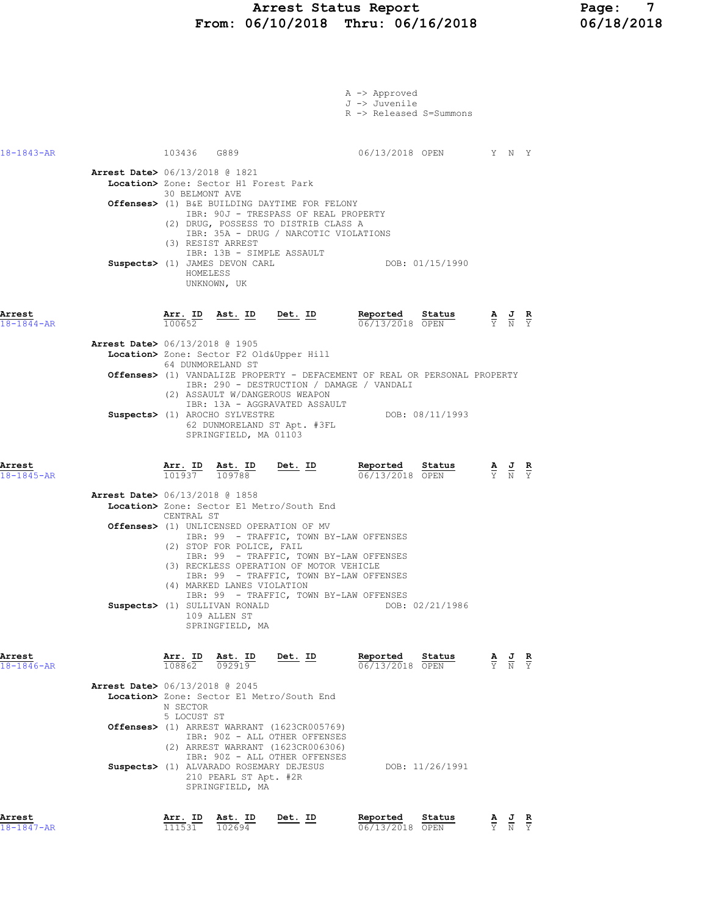A -> Approved
J -> Juvenile
R -> Released S=Summons

| Arrest | Arr. ID | Ast. ID | Det. ID | Reported | Status | A | J | R |
|---|---|---|---|---|---|---|---|---|
| 18-1843-AR | 103436 | G889 | | 06/13/2018 | OPEN | Y | N | Y |

**Arrest Date>** 06/13/2018 @ 1821
**Location>** Zone: Sector H1 Forest Park
30 BELMONT AVE
**Offenses>** (1) B&E BUILDING DAYTIME FOR FELONY
IBR: 90J - TRESPASS OF REAL PROPERTY
(2) DRUG, POSSESS TO DISTRIB CLASS A
IBR: 35A - DRUG / NARCOTIC VIOLATIONS
(3) RESIST ARREST
IBR: 13B - SIMPLE ASSAULT
**Suspects>** (1) JAMES DEVON CARL — DOB: 01/15/1990
HOMELESS
UNKNOWN, UK

| Arrest | Arr. ID | Ast. ID | Det. ID | Reported | Status | A | J | R |
|---|---|---|---|---|---|---|---|---|
| 18-1844-AR | 100652 | | | 06/13/2018 | OPEN | Y | N | Y |

**Arrest Date>** 06/13/2018 @ 1905
**Location>** Zone: Sector F2 Old&Upper Hill
64 DUNMORELAND ST
**Offenses>** (1) VANDALIZE PROPERTY - DEFACEMENT OF REAL OR PERSONAL PROPERTY
IBR: 290 - DESTRUCTION / DAMAGE / VANDALI
(2) ASSAULT W/DANGEROUS WEAPON
IBR: 13A - AGGRAVATED ASSAULT
**Suspects>** (1) AROCHO SYLVESTRE — DOB: 08/11/1993
62 DUNMORELAND ST Apt. #3FL
SPRINGFIELD, MA 01103

| Arrest | Arr. ID | Ast. ID | Det. ID | Reported | Status | A | J | R |
|---|---|---|---|---|---|---|---|---|
| 18-1845-AR | 101937 | 109788 | | 06/13/2018 | OPEN | Y | N | Y |

**Arrest Date>** 06/13/2018 @ 1858
**Location>** Zone: Sector E1 Metro/South End
CENTRAL ST
**Offenses>** (1) UNLICENSED OPERATION OF MV
IBR: 99 - TRAFFIC, TOWN BY-LAW OFFENSES
(2) STOP FOR POLICE, FAIL
IBR: 99 - TRAFFIC, TOWN BY-LAW OFFENSES
(3) RECKLESS OPERATION OF MOTOR VEHICLE
IBR: 99 - TRAFFIC, TOWN BY-LAW OFFENSES
(4) MARKED LANES VIOLATION
IBR: 99 - TRAFFIC, TOWN BY-LAW OFFENSES
**Suspects>** (1) SULLIVAN RONALD — DOB: 02/21/1986
109 ALLEN ST
SPRINGFIELD, MA

| Arrest | Arr. ID | Ast. ID | Det. ID | Reported | Status | A | J | R |
|---|---|---|---|---|---|---|---|---|
| 18-1846-AR | 108862 | 092919 | | 06/13/2018 | OPEN | Y | N | Y |

**Arrest Date>** 06/13/2018 @ 2045
**Location>** Zone: Sector E1 Metro/South End
N SECTOR
5 LOCUST ST
**Offenses>** (1) ARREST WARRANT (1623CR005769)
IBR: 90Z - ALL OTHER OFFENSES
(2) ARREST WARRANT (1623CR006306)
IBR: 90Z - ALL OTHER OFFENSES
**Suspects>** (1) ALVARADO ROSEMARY DEJESUS — DOB: 11/26/1991
210 PEARL ST Apt. #2R
SPRINGFIELD, MA

| Arrest | Arr. ID | Ast. ID | Det. ID | Reported | Status | A | J | R |
|---|---|---|---|---|---|---|---|---|
| 18-1847-AR | 111531 | 102694 | | 06/13/2018 | OPEN | Y | N | Y |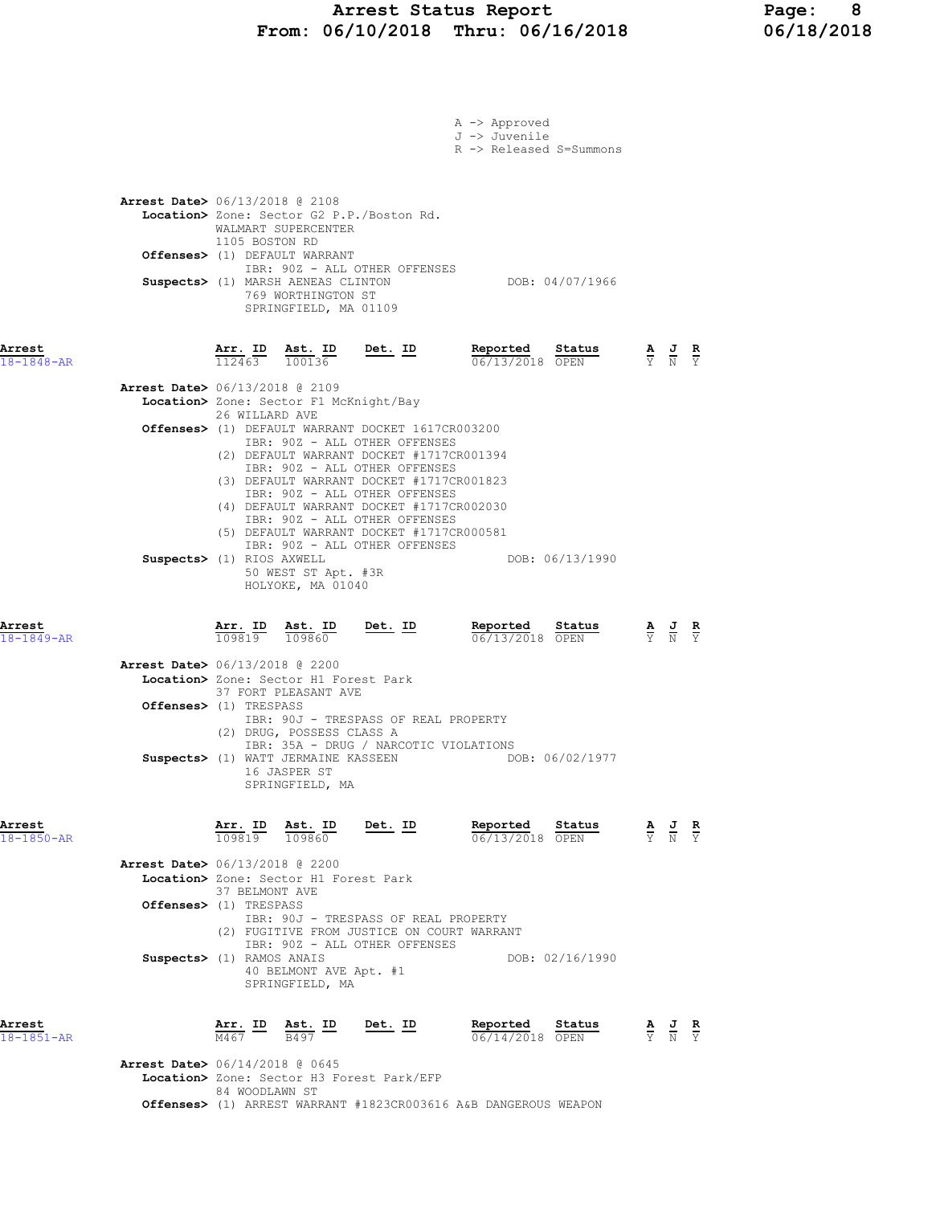A -> Approved
J -> Juvenile
R -> Released S=Summons

**Arrest Date>** 06/13/2018 @ 2108
**Location>** Zone: Sector G2 P.P./Boston Rd.
WALMART SUPERCENTER
1105 BOSTON RD
**Offenses>** (1) DEFAULT WARRANT
IBR: 90Z - ALL OTHER OFFENSES
**Suspects>** (1) MARSH AENEAS CLINTON DOB: 04/07/1966
769 WORTHINGTON ST
SPRINGFIELD, MA 01109

| Arrest | Arr. ID | Ast. ID | Det. ID | Reported | Status | A | J | R |
|---|---|---|---|---|---|---|---|---|
| 18-1848-AR | 112463 | 100136 | | 06/13/2018 | OPEN | Y | N | Y |

**Arrest Date>** 06/13/2018 @ 2109
**Location>** Zone: Sector F1 McKnight/Bay
26 WILLARD AVE
**Offenses>** (1) DEFAULT WARRANT DOCKET 1617CR003200
IBR: 90Z - ALL OTHER OFFENSES
(2) DEFAULT WARRANT DOCKET #1717CR001394
IBR: 90Z - ALL OTHER OFFENSES
(3) DEFAULT WARRANT DOCKET #1717CR001823
IBR: 90Z - ALL OTHER OFFENSES
(4) DEFAULT WARRANT DOCKET #1717CR002030
IBR: 90Z - ALL OTHER OFFENSES
(5) DEFAULT WARRANT DOCKET #1717CR000581
IBR: 90Z - ALL OTHER OFFENSES
**Suspects>** (1) RIOS AXWELL DOB: 06/13/1990
50 WEST ST Apt. #3R
HOLYOKE, MA 01040

| Arrest | Arr. ID | Ast. ID | Det. ID | Reported | Status | A | J | R |
|---|---|---|---|---|---|---|---|---|
| 18-1849-AR | 109819 | 109860 | | 06/13/2018 | OPEN | Y | N | Y |

**Arrest Date>** 06/13/2018 @ 2200
**Location>** Zone: Sector H1 Forest Park
37 FORT PLEASANT AVE
**Offenses>** (1) TRESPASS
IBR: 90J - TRESPASS OF REAL PROPERTY
(2) DRUG, POSSESS CLASS A
IBR: 35A - DRUG / NARCOTIC VIOLATIONS
**Suspects>** (1) WATT JERMAINE KASSEEN DOB: 06/02/1977
16 JASPER ST
SPRINGFIELD, MA

| Arrest | Arr. ID | Ast. ID | Det. ID | Reported | Status | A | J | R |
|---|---|---|---|---|---|---|---|---|
| 18-1850-AR | 109819 | 109860 | | 06/13/2018 | OPEN | Y | N | Y |

**Arrest Date>** 06/13/2018 @ 2200
**Location>** Zone: Sector H1 Forest Park
37 BELMONT AVE
**Offenses>** (1) TRESPASS
IBR: 90J - TRESPASS OF REAL PROPERTY
(2) FUGITIVE FROM JUSTICE ON COURT WARRANT
IBR: 90Z - ALL OTHER OFFENSES
**Suspects>** (1) RAMOS ANAIS DOB: 02/16/1990
40 BELMONT AVE Apt. #1
SPRINGFIELD, MA

| Arrest | Arr. ID | Ast. ID | Det. ID | Reported | Status | A | J | R |
|---|---|---|---|---|---|---|---|---|
| 18-1851-AR | M467 | B497 | | 06/14/2018 | OPEN | Y | N | Y |

**Arrest Date>** 06/14/2018 @ 0645
**Location>** Zone: Sector H3 Forest Park/EFP
84 WOODLAWN ST
**Offenses>** (1) ARREST WARRANT #1823CR003616 A&B DANGEROUS WEAPON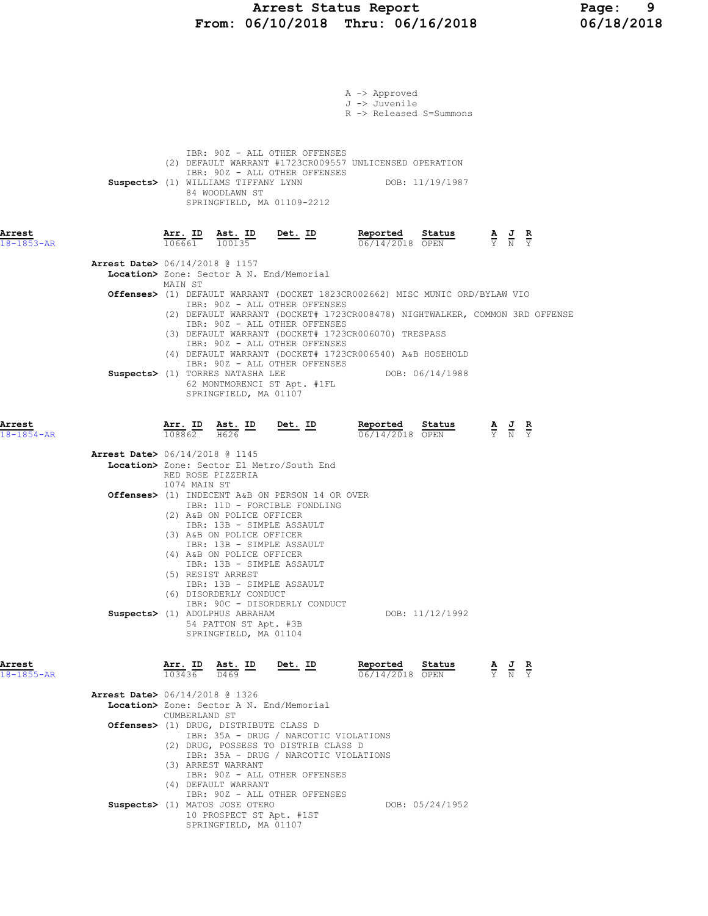A -> Approved
J -> Juvenile
R -> Released S=Summons

IBR: 90Z - ALL OTHER OFFENSES
(2) DEFAULT WARRANT #1723CR009557 UNLICENSED OPERATION
IBR: 90Z - ALL OTHER OFFENSES

**Suspects>** (1) WILLIAMS TIFFANY LYNN DOB: 11/19/1987
84 WOODLAWN ST
SPRINGFIELD, MA 01109-2212

---

**Arrest 18-1853-AR**

| Arr. ID | Ast. ID | Det. ID | Reported | Status | A | J | R |
|---|---|---|---|---|---|---|---|
| 106661 | 100135 | | 06/14/2018 | OPEN | Y | N | Y |

**Arrest Date>** 06/14/2018 @ 1157
**Location>** Zone: Sector A N. End/Memorial
MAIN ST

**Offenses>**
(1) DEFAULT WARRANT (DOCKET 1823CR002662) MISC MUNIC ORD/BYLAW VIO
IBR: 90Z - ALL OTHER OFFENSES
(2) DEFAULT WARRANT (DOCKET# 1723CR008478) NIGHTWALKER, COMMON 3RD OFFENSE
IBR: 90Z - ALL OTHER OFFENSES
(3) DEFAULT WARRANT (DOCKET# 1723CR006070) TRESPASS
IBR: 90Z - ALL OTHER OFFENSES
(4) DEFAULT WARRANT (DOCKET# 1723CR006540) A&B HOSEHOLD
IBR: 90Z - ALL OTHER OFFENSES

**Suspects>** (1) TORRES NATASHA LEE DOB: 06/14/1988
62 MONTMORENCI ST Apt. #1FL
SPRINGFIELD, MA 01107

---

**Arrest 18-1854-AR**

| Arr. ID | Ast. ID | Det. ID | Reported | Status | A | J | R |
|---|---|---|---|---|---|---|---|
| 108862 | H626 | | 06/14/2018 | OPEN | Y | N | Y |

**Arrest Date>** 06/14/2018 @ 1145
**Location>** Zone: Sector E1 Metro/South End
RED ROSE PIZZERIA
1074 MAIN ST

**Offenses>**
(1) INDECENT A&B ON PERSON 14 OR OVER
IBR: 11D - FORCIBLE FONDLING
(2) A&B ON POLICE OFFICER
IBR: 13B - SIMPLE ASSAULT
(3) A&B ON POLICE OFFICER
IBR: 13B - SIMPLE ASSAULT
(4) A&B ON POLICE OFFICER
IBR: 13B - SIMPLE ASSAULT
(5) RESIST ARREST
IBR: 13B - SIMPLE ASSAULT
(6) DISORDERLY CONDUCT
IBR: 90C - DISORDERLY CONDUCT

**Suspects>** (1) ADOLPHUS ABRAHAM DOB: 11/12/1992
54 PATTON ST Apt. #3B
SPRINGFIELD, MA 01104

---

**Arrest 18-1855-AR**

| Arr. ID | Ast. ID | Det. ID | Reported | Status | A | J | R |
|---|---|---|---|---|---|---|---|
| 103436 | D469 | | 06/14/2018 | OPEN | Y | N | Y |

**Arrest Date>** 06/14/2018 @ 1326
**Location>** Zone: Sector A N. End/Memorial
CUMBERLAND ST

**Offenses>**
(1) DRUG, DISTRIBUTE CLASS D
IBR: 35A - DRUG / NARCOTIC VIOLATIONS
(2) DRUG, POSSESS TO DISTRIB CLASS D
IBR: 35A - DRUG / NARCOTIC VIOLATIONS
(3) ARREST WARRANT
IBR: 90Z - ALL OTHER OFFENSES
(4) DEFAULT WARRANT
IBR: 90Z - ALL OTHER OFFENSES

**Suspects>** (1) MATOS JOSE OTERO DOB: 05/24/1952
10 PROSPECT ST Apt. #1ST
SPRINGFIELD, MA 01107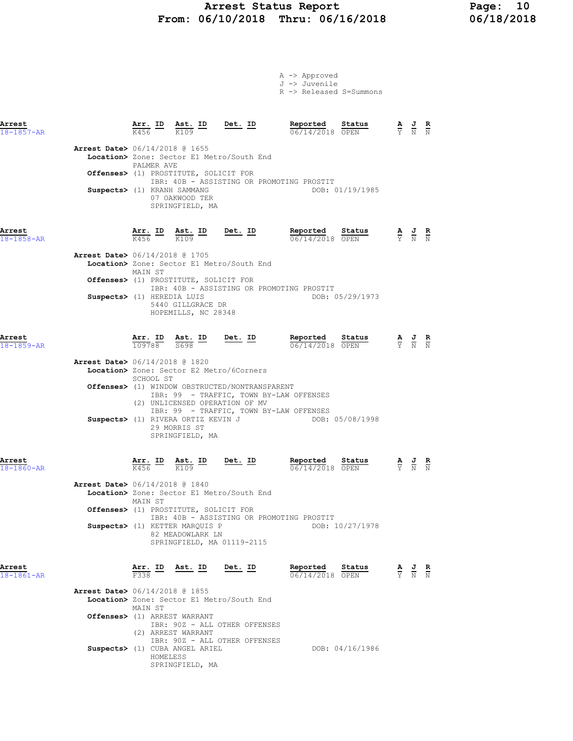A -> Approved
J -> Juvenile
R -> Released S=Summons

| Arrest | Arr. ID | Ast. ID | Det. ID | Reported | Status | A | J | R |
|---|---|---|---|---|---|---|---|---|
| 18-1857-AR | K456 | K109 | | 06/14/2018 | OPEN | Y | N | N |

**Arrest Date>** 06/14/2018 @ 1655
**Location>** Zone: Sector E1 Metro/South End
PALMER AVE
**Offenses>** (1) PROSTITUTE, SOLICIT FOR
IBR: 40B - ASSISTING OR PROMOTING PROSTIT
**Suspects>** (1) KRANH SAMMANG DOB: 01/19/1985
07 OAKWOOD TER
SPRINGFIELD, MA

| Arrest | Arr. ID | Ast. ID | Det. ID | Reported | Status | A | J | R |
|---|---|---|---|---|---|---|---|---|
| 18-1858-AR | K456 | K109 | | 06/14/2018 | OPEN | Y | N | N |

**Arrest Date>** 06/14/2018 @ 1705
**Location>** Zone: Sector E1 Metro/South End
MAIN ST
**Offenses>** (1) PROSTITUTE, SOLICIT FOR
IBR: 40B - ASSISTING OR PROMOTING PROSTIT
**Suspects>** (1) HEREDIA LUIS DOB: 05/29/1973
5440 GILLGRACE DR
HOPEMILLS, NC 28348

| Arrest | Arr. ID | Ast. ID | Det. ID | Reported | Status | A | J | R |
|---|---|---|---|---|---|---|---|---|
| 18-1859-AR | 109788 | S698 | | 06/14/2018 | OPEN | Y | N | N |

**Arrest Date>** 06/14/2018 @ 1820
**Location>** Zone: Sector E2 Metro/6Corners
SCHOOL ST
**Offenses>** (1) WINDOW OBSTRUCTED/NONTRANSPARENT
IBR: 99 - TRAFFIC, TOWN BY-LAW OFFENSES
(2) UNLICENSED OPERATION OF MV
IBR: 99 - TRAFFIC, TOWN BY-LAW OFFENSES
**Suspects>** (1) RIVERA ORTIZ KEVIN J DOB: 05/08/1998
29 MORRIS ST
SPRINGFIELD, MA

| Arrest | Arr. ID | Ast. ID | Det. ID | Reported | Status | A | J | R |
|---|---|---|---|---|---|---|---|---|
| 18-1860-AR | K456 | K109 | | 06/14/2018 | OPEN | Y | N | N |

**Arrest Date>** 06/14/2018 @ 1840
**Location>** Zone: Sector E1 Metro/South End
MAIN ST
**Offenses>** (1) PROSTITUTE, SOLICIT FOR
IBR: 40B - ASSISTING OR PROMOTING PROSTIT
**Suspects>** (1) KETTER MARQUIS P DOB: 10/27/1978
82 MEADOWLARK LN
SPRINGFIELD, MA 01119-2115

| Arrest | Arr. ID | Ast. ID | Det. ID | Reported | Status | A | J | R |
|---|---|---|---|---|---|---|---|---|
| 18-1861-AR | F338 | | | 06/14/2018 | OPEN | Y | N | N |

**Arrest Date>** 06/14/2018 @ 1855
**Location>** Zone: Sector E1 Metro/South End
MAIN ST
**Offenses>** (1) ARREST WARRANT
IBR: 90Z - ALL OTHER OFFENSES
(2) ARREST WARRANT
IBR: 90Z - ALL OTHER OFFENSES
**Suspects>** (1) CUBA ANGEL ARIEL DOB: 04/16/1986
HOMELESS
SPRINGFIELD, MA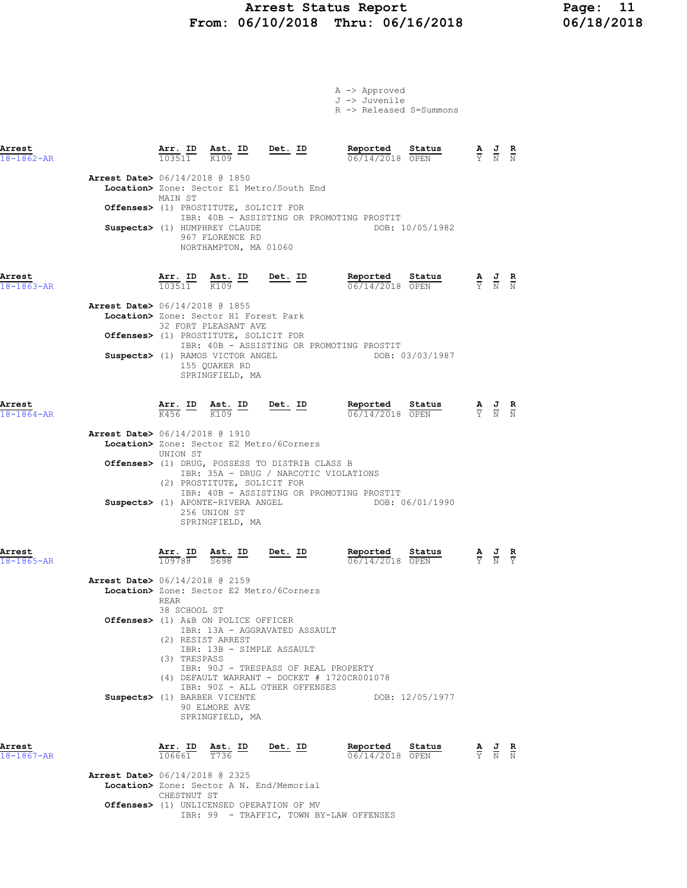# Arrest Status Report
**From: 06/10/2018 Thru: 06/16/2018**

A -> Approved
J -> Juvenile
R -> Released S=Summons

| Arrest | Arr. ID | Ast. ID | Det. ID | Reported | Status | A | J | R |
|---|---|---|---|---|---|---|---|---|
| 18-1862-AR | 103511 | K109 | | 06/14/2018 | OPEN | Y | N | N |

**Arrest Date>** 06/14/2018 @ 1850
**Location>** Zone: Sector E1 Metro/South End
MAIN ST
**Offenses>** (1) PROSTITUTE, SOLICIT FOR
IBR: 40B - ASSISTING OR PROMOTING PROSTIT
**Suspects>** (1) HUMPHREY CLAUDE DOB: 10/05/1982
967 FLORENCE RD
NORTHAMPTON, MA 01060

| Arrest | Arr. ID | Ast. ID | Det. ID | Reported | Status | A | J | R |
|---|---|---|---|---|---|---|---|---|
| 18-1863-AR | 103511 | K109 | | 06/14/2018 | OPEN | Y | N | N |

**Arrest Date>** 06/14/2018 @ 1855
**Location>** Zone: Sector H1 Forest Park
32 FORT PLEASANT AVE
**Offenses>** (1) PROSTITUTE, SOLICIT FOR
IBR: 40B - ASSISTING OR PROMOTING PROSTIT
**Suspects>** (1) RAMOS VICTOR ANGEL DOB: 03/03/1987
155 QUAKER RD
SPRINGFIELD, MA

| Arrest | Arr. ID | Ast. ID | Det. ID | Reported | Status | A | J | R |
|---|---|---|---|---|---|---|---|---|
| 18-1864-AR | K456 | K109 | | 06/14/2018 | OPEN | Y | N | N |

**Arrest Date>** 06/14/2018 @ 1910
**Location>** Zone: Sector E2 Metro/6Corners
UNION ST
**Offenses>** (1) DRUG, POSSESS TO DISTRIB CLASS B
IBR: 35A - DRUG / NARCOTIC VIOLATIONS
(2) PROSTITUTE, SOLICIT FOR
IBR: 40B - ASSISTING OR PROMOTING PROSTIT
**Suspects>** (1) APONTE-RIVERA ANGEL DOB: 06/01/1990
256 UNION ST
SPRINGFIELD, MA

| Arrest | Arr. ID | Ast. ID | Det. ID | Reported | Status | A | J | R |
|---|---|---|---|---|---|---|---|---|
| 18-1865-AR | 109788 | S698 | | 06/14/2018 | OPEN | Y | N | Y |

**Arrest Date>** 06/14/2018 @ 2159
**Location>** Zone: Sector E2 Metro/6Corners
REAR
38 SCHOOL ST
**Offenses>** (1) A&B ON POLICE OFFICER
IBR: 13A - AGGRAVATED ASSAULT
(2) RESIST ARREST
IBR: 13B - SIMPLE ASSAULT
(3) TRESPASS
IBR: 90J - TRESPASS OF REAL PROPERTY
(4) DEFAULT WARRANT - DOCKET # 1720CR001078
IBR: 90Z - ALL OTHER OFFENSES
**Suspects>** (1) BARBER VICENTE DOB: 12/05/1977
90 ELMORE AVE
SPRINGFIELD, MA

| Arrest | Arr. ID | Ast. ID | Det. ID | Reported | Status | A | J | R |
|---|---|---|---|---|---|---|---|---|
| 18-1867-AR | 106661 | T736 | | 06/14/2018 | OPEN | Y | N | N |

**Arrest Date>** 06/14/2018 @ 2325
**Location>** Zone: Sector A N. End/Memorial
CHESTNUT ST
**Offenses>** (1) UNLICENSED OPERATION OF MV
IBR: 99 - TRAFFIC, TOWN BY-LAW OFFENSES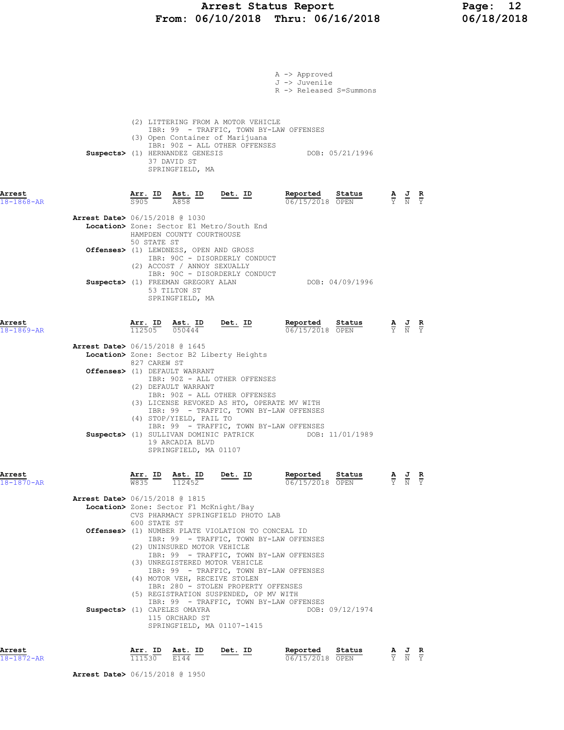A -> Approved
J -> Juvenile
R -> Released S=Summons

(2) LITTERING FROM A MOTOR VEHICLE
IBR: 99 - TRAFFIC, TOWN BY-LAW OFFENSES
(3) Open Container of Marijuana
IBR: 90Z - ALL OTHER OFFENSES

**Suspects>** (1) HERNANDEZ GENESIS DOB: 05/21/1996
37 DAVID ST
SPRINGFIELD, MA

## Arrest 18-1868-AR

| Arr. ID | Ast. ID | Det. ID | Reported | Status | A | J | R |
|---|---|---|---|---|---|---|---|
| S905 | A858 | | 06/15/2018 | OPEN | Y | N | Y |

**Arrest Date>** 06/15/2018 @ 1030
**Location>** Zone: Sector E1 Metro/South End
HAMPDEN COUNTY COURTHOUSE
50 STATE ST
**Offenses>** (1) LEWDNESS, OPEN AND GROSS
IBR: 90C - DISORDERLY CONDUCT
(2) ACCOST / ANNOY SEXUALLY
IBR: 90C - DISORDERLY CONDUCT
**Suspects>** (1) FREEMAN GREGORY ALAN DOB: 04/09/1996
53 TILTON ST
SPRINGFIELD, MA

## Arrest 18-1869-AR

| Arr. ID | Ast. ID | Det. ID | Reported | Status | A | J | R |
|---|---|---|---|---|---|---|---|
| 112505 | 050444 | | 06/15/2018 | OPEN | Y | N | Y |

**Arrest Date>** 06/15/2018 @ 1645
**Location>** Zone: Sector B2 Liberty Heights
827 CAREW ST
**Offenses>** (1) DEFAULT WARRANT
IBR: 90Z - ALL OTHER OFFENSES
(2) DEFAULT WARRANT
IBR: 90Z - ALL OTHER OFFENSES
(3) LICENSE REVOKED AS HTO, OPERATE MV WITH
IBR: 99 - TRAFFIC, TOWN BY-LAW OFFENSES
(4) STOP/YIELD, FAIL TO
IBR: 99 - TRAFFIC, TOWN BY-LAW OFFENSES
**Suspects>** (1) SULLIVAN DOMINIC PATRICK DOB: 11/01/1989
19 ARCADIA BLVD
SPRINGFIELD, MA 01107

## Arrest 18-1870-AR

| Arr. ID | Ast. ID | Det. ID | Reported | Status | A | J | R |
|---|---|---|---|---|---|---|---|
| W835 | 112452 | | 06/15/2018 | OPEN | Y | N | Y |

**Arrest Date>** 06/15/2018 @ 1815
**Location>** Zone: Sector F1 McKnight/Bay
CVS PHARMACY SPRINGFIELD PHOTO LAB
600 STATE ST
**Offenses>** (1) NUMBER PLATE VIOLATION TO CONCEAL ID
IBR: 99 - TRAFFIC, TOWN BY-LAW OFFENSES
(2) UNINSURED MOTOR VEHICLE
IBR: 99 - TRAFFIC, TOWN BY-LAW OFFENSES
(3) UNREGISTERED MOTOR VEHICLE
IBR: 99 - TRAFFIC, TOWN BY-LAW OFFENSES
(4) MOTOR VEH, RECEIVE STOLEN
IBR: 280 - STOLEN PROPERTY OFFENSES
(5) REGISTRATION SUSPENDED, OP MV WITH
IBR: 99 - TRAFFIC, TOWN BY-LAW OFFENSES
**Suspects>** (1) CAPELES OMAYRA DOB: 09/12/1974
115 ORCHARD ST
SPRINGFIELD, MA 01107-1415

## Arrest 18-1872-AR

| Arr. ID | Ast. ID | Det. ID | Reported | Status | A | J | R |
|---|---|---|---|---|---|---|---|
| 111530 | E144 | | 06/15/2018 | OPEN | Y | N | Y |

**Arrest Date>** 06/15/2018 @ 1950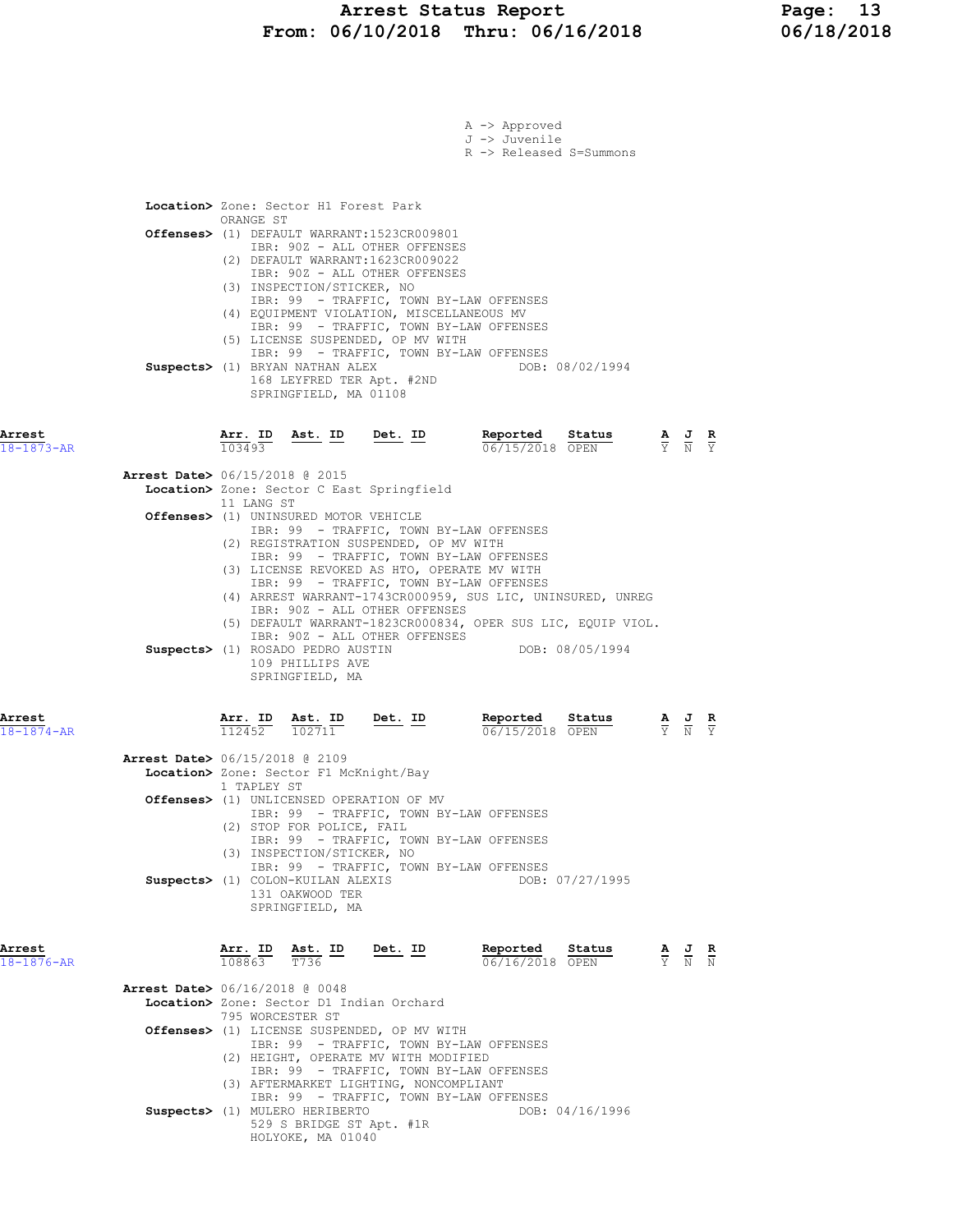A -> Approved
J -> Juvenile
R -> Released S=Summons

**Location>** Zone: Sector H1 Forest Park
ORANGE ST

**Offenses>**
(1) DEFAULT WARRANT:1523CR009801
IBR: 90Z - ALL OTHER OFFENSES
(2) DEFAULT WARRANT:1623CR009022
IBR: 90Z - ALL OTHER OFFENSES
(3) INSPECTION/STICKER, NO
IBR: 99 - TRAFFIC, TOWN BY-LAW OFFENSES
(4) EQUIPMENT VIOLATION, MISCELLANEOUS MV
IBR: 99 - TRAFFIC, TOWN BY-LAW OFFENSES
(5) LICENSE SUSPENDED, OP MV WITH
IBR: 99 - TRAFFIC, TOWN BY-LAW OFFENSES

**Suspects>** (1) BRYAN NATHAN ALEX — DOB: 08/02/1994
168 LEYFRED TER Apt. #2ND
SPRINGFIELD, MA 01108

| Arrest | Arr. ID | Ast. ID | Det. ID | Reported | Status | A | J | R |
|---|---|---|---|---|---|---|---|---|
| 18-1873-AR | 103493 | | | 06/15/2018 | OPEN | Y | N | Y |

**Arrest Date>** 06/15/2018 @ 2015

**Location>** Zone: Sector C East Springfield
11 LANG ST

**Offenses>**
(1) UNINSURED MOTOR VEHICLE
IBR: 99 - TRAFFIC, TOWN BY-LAW OFFENSES
(2) REGISTRATION SUSPENDED, OP MV WITH
IBR: 99 - TRAFFIC, TOWN BY-LAW OFFENSES
(3) LICENSE REVOKED AS HTO, OPERATE MV WITH
IBR: 99 - TRAFFIC, TOWN BY-LAW OFFENSES
(4) ARREST WARRANT-1743CR000959, SUS LIC, UNINSURED, UNREG
IBR: 90Z - ALL OTHER OFFENSES
(5) DEFAULT WARRANT-1823CR000834, OPER SUS LIC, EQUIP VIOL.
IBR: 90Z - ALL OTHER OFFENSES

**Suspects>** (1) ROSADO PEDRO AUSTIN — DOB: 08/05/1994
109 PHILLIPS AVE
SPRINGFIELD, MA

| Arrest | Arr. ID | Ast. ID | Det. ID | Reported | Status | A | J | R |
|---|---|---|---|---|---|---|---|---|
| 18-1874-AR | 112452 | 102711 | | 06/15/2018 | OPEN | Y | N | Y |

**Arrest Date>** 06/15/2018 @ 2109

**Location>** Zone: Sector F1 McKnight/Bay
1 TAPLEY ST

**Offenses>**
(1) UNLICENSED OPERATION OF MV
IBR: 99 - TRAFFIC, TOWN BY-LAW OFFENSES
(2) STOP FOR POLICE, FAIL
IBR: 99 - TRAFFIC, TOWN BY-LAW OFFENSES
(3) INSPECTION/STICKER, NO
IBR: 99 - TRAFFIC, TOWN BY-LAW OFFENSES

**Suspects>** (1) COLON-KUILAN ALEXIS — DOB: 07/27/1995
131 OAKWOOD TER
SPRINGFIELD, MA

| Arrest | Arr. ID | Ast. ID | Det. ID | Reported | Status | A | J | R |
|---|---|---|---|---|---|---|---|---|
| 18-1876-AR | 108863 | T736 | | 06/16/2018 | OPEN | Y | N | N |

**Arrest Date>** 06/16/2018 @ 0048

**Location>** Zone: Sector D1 Indian Orchard
795 WORCESTER ST

**Offenses>**
(1) LICENSE SUSPENDED, OP MV WITH
IBR: 99 - TRAFFIC, TOWN BY-LAW OFFENSES
(2) HEIGHT, OPERATE MV WITH MODIFIED
IBR: 99 - TRAFFIC, TOWN BY-LAW OFFENSES
(3) AFTERMARKET LIGHTING, NONCOMPLIANT
IBR: 99 - TRAFFIC, TOWN BY-LAW OFFENSES

**Suspects>** (1) MULERO HERIBERTO — DOB: 04/16/1996
529 S BRIDGE ST Apt. #1R
HOLYOKE, MA 01040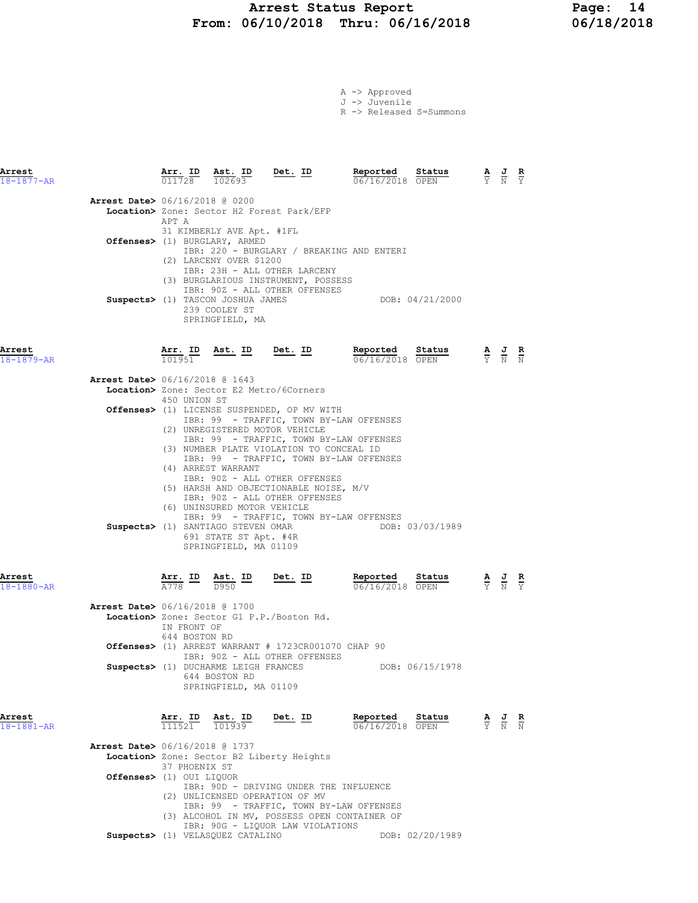A -> Approved
J -> Juvenile
R -> Released S=Summons

| Arrest | Arr. ID | Ast. ID | Det. ID | Reported | Status | A | J | R |
|---|---|---|---|---|---|---|---|---|
| 18-1877-AR | 011728 | 102693 | | 06/16/2018 | OPEN | Y | N | Y |

**Arrest Date>** 06/16/2018 @ 0200
**Location>** Zone: Sector H2 Forest Park/EFP
APT A
31 KIMBERLY AVE Apt. #1FL
**Offenses>** (1) BURGLARY, ARMED
IBR: 220 - BURGLARY / BREAKING AND ENTERI
(2) LARCENY OVER $1200
IBR: 23H - ALL OTHER LARCENY
(3) BURGLARIOUS INSTRUMENT, POSSESS
IBR: 90Z - ALL OTHER OFFENSES
**Suspects>** (1) TASCON JOSHUA JAMES DOB: 04/21/2000
239 COOLEY ST
SPRINGFIELD, MA

| Arrest | Arr. ID | Ast. ID | Det. ID | Reported | Status | A | J | R |
|---|---|---|---|---|---|---|---|---|
| 18-1879-AR | 101951 | | | 06/16/2018 | OPEN | Y | N | N |

**Arrest Date>** 06/16/2018 @ 1643
**Location>** Zone: Sector E2 Metro/6Corners
450 UNION ST
**Offenses>** (1) LICENSE SUSPENDED, OP MV WITH
IBR: 99 - TRAFFIC, TOWN BY-LAW OFFENSES
(2) UNREGISTERED MOTOR VEHICLE
IBR: 99 - TRAFFIC, TOWN BY-LAW OFFENSES
(3) NUMBER PLATE VIOLATION TO CONCEAL ID
IBR: 99 - TRAFFIC, TOWN BY-LAW OFFENSES
(4) ARREST WARRANT
IBR: 90Z - ALL OTHER OFFENSES
(5) HARSH AND OBJECTIONABLE NOISE, M/V
IBR: 90Z - ALL OTHER OFFENSES
(6) UNINSURED MOTOR VEHICLE
IBR: 99 - TRAFFIC, TOWN BY-LAW OFFENSES
**Suspects>** (1) SANTIAGO STEVEN OMAR DOB: 03/03/1989
691 STATE ST Apt. #4R
SPRINGFIELD, MA 01109

| Arrest | Arr. ID | Ast. ID | Det. ID | Reported | Status | A | J | R |
|---|---|---|---|---|---|---|---|---|
| 18-1880-AR | A778 | D950 | | 06/16/2018 | OPEN | Y | N | Y |

**Arrest Date>** 06/16/2018 @ 1700
**Location>** Zone: Sector G1 P.P./Boston Rd.
IN FRONT OF
644 BOSTON RD
**Offenses>** (1) ARREST WARRANT # 1723CR001070 CHAP 90
IBR: 90Z - ALL OTHER OFFENSES
**Suspects>** (1) DUCHARME LEIGH FRANCES DOB: 06/15/1978
644 BOSTON RD
SPRINGFIELD, MA 01109

| Arrest | Arr. ID | Ast. ID | Det. ID | Reported | Status | A | J | R |
|---|---|---|---|---|---|---|---|---|
| 18-1881-AR | 111521 | 101939 | | 06/16/2018 | OPEN | Y | N | N |

**Arrest Date>** 06/16/2018 @ 1737
**Location>** Zone: Sector B2 Liberty Heights
37 PHOENIX ST
**Offenses>** (1) OUI LIQUOR
IBR: 90D - DRIVING UNDER THE INFLUENCE
(2) UNLICENSED OPERATION OF MV
IBR: 99 - TRAFFIC, TOWN BY-LAW OFFENSES
(3) ALCOHOL IN MV, POSSESS OPEN CONTAINER OF
IBR: 90G - LIQUOR LAW VIOLATIONS
**Suspects>** (1) VELASQUEZ CATALINO DOB: 02/20/1989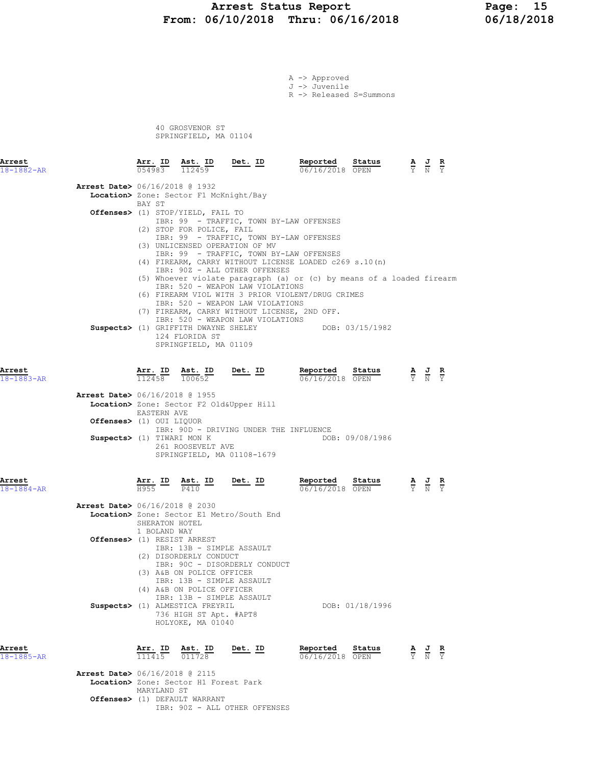A -> Approved
J -> Juvenile
R -> Released S=Summons

40 GROSVENOR ST
SPRINGFIELD, MA 01104

| Arrest | Arr. ID | Ast. ID | Det. ID | Reported | Status | A | J | R |
|---|---|---|---|---|---|---|---|---|
| 18-1882-AR | 054983 | 112459 | | 06/16/2018 | OPEN | Y | N | Y |

**Arrest Date>** 06/16/2018 @ 1932
**Location>** Zone: Sector F1 McKnight/Bay
BAY ST
**Offenses>** (1) STOP/YIELD, FAIL TO
IBR: 99 - TRAFFIC, TOWN BY-LAW OFFENSES
(2) STOP FOR POLICE, FAIL
IBR: 99 - TRAFFIC, TOWN BY-LAW OFFENSES
(3) UNLICENSED OPERATION OF MV
IBR: 99 - TRAFFIC, TOWN BY-LAW OFFENSES
(4) FIREARM, CARRY WITHOUT LICENSE LOADED c269 s.10(n)
IBR: 90Z - ALL OTHER OFFENSES
(5) Whoever violate paragraph (a) or (c) by means of a loaded firearm
IBR: 520 - WEAPON LAW VIOLATIONS
(6) FIREARM VIOL WITH 3 PRIOR VIOLENT/DRUG CRIMES
IBR: 520 - WEAPON LAW VIOLATIONS
(7) FIREARM, CARRY WITHOUT LICENSE, 2ND OFF.
IBR: 520 - WEAPON LAW VIOLATIONS
**Suspects>** (1) GRIFFITH DWAYNE SHELEY DOB: 03/15/1982
124 FLORIDA ST
SPRINGFIELD, MA 01109

| Arrest | Arr. ID | Ast. ID | Det. ID | Reported | Status | A | J | R |
|---|---|---|---|---|---|---|---|---|
| 18-1883-AR | 112458 | 100652 | | 06/16/2018 | OPEN | Y | N | Y |

**Arrest Date>** 06/16/2018 @ 1955
**Location>** Zone: Sector F2 Old&Upper Hill
EASTERN AVE
**Offenses>** (1) OUI LIQUOR
IBR: 90D - DRIVING UNDER THE INFLUENCE
**Suspects>** (1) TIWARI MON K DOB: 09/08/1986
261 ROOSEVELT AVE
SPRINGFIELD, MA 01108-1679

| Arrest | Arr. ID | Ast. ID | Det. ID | Reported | Status | A | J | R |
|---|---|---|---|---|---|---|---|---|
| 18-1884-AR | H955 | P410 | | 06/16/2018 | OPEN | Y | N | Y |

**Arrest Date>** 06/16/2018 @ 2030
**Location>** Zone: Sector E1 Metro/South End
SHERATON HOTEL
1 BOLAND WAY
**Offenses>** (1) RESIST ARREST
IBR: 13B - SIMPLE ASSAULT
(2) DISORDERLY CONDUCT
IBR: 90C - DISORDERLY CONDUCT
(3) A&B ON POLICE OFFICER
IBR: 13B - SIMPLE ASSAULT
(4) A&B ON POLICE OFFICER
IBR: 13B - SIMPLE ASSAULT
**Suspects>** (1) ALMESTICA FREYRIL DOB: 01/18/1996
736 HIGH ST Apt. #APT8
HOLYOKE, MA 01040

| Arrest | Arr. ID | Ast. ID | Det. ID | Reported | Status | A | J | R |
|---|---|---|---|---|---|---|---|---|
| 18-1885-AR | 111415 | 011728 | | 06/16/2018 | OPEN | Y | N | Y |

**Arrest Date>** 06/16/2018 @ 2115
**Location>** Zone: Sector H1 Forest Park
MARYLAND ST
**Offenses>** (1) DEFAULT WARRANT
IBR: 90Z - ALL OTHER OFFENSES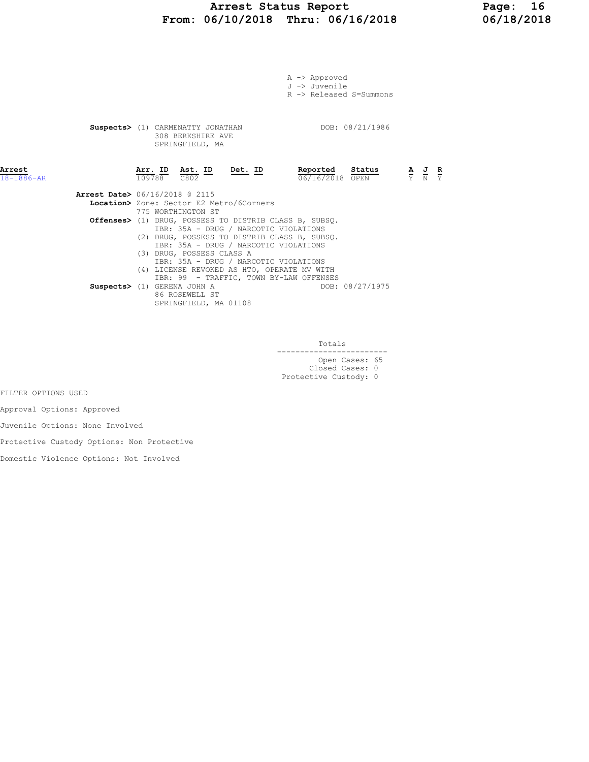A -> Approved
J -> Juvenile
R -> Released S=Summons

**Suspects>** (1) CARMENATTY JONATHAN DOB: 08/21/1986
308 BERKSHIRE AVE
SPRINGFIELD, MA

| Arrest | Arr. ID | Ast. ID | Det. ID | Reported | Status | A | J | R |
|---|---|---|---|---|---|---|---|---|
| 18-1886-AR | 109788 | C802 | | 06/16/2018 | OPEN | Y | N | Y |

**Arrest Date>** 06/16/2018 @ 2115

**Location>** Zone: Sector E2 Metro/6Corners
775 WORTHINGTON ST

**Offenses>** (1) DRUG, POSSESS TO DISTRIB CLASS B, SUBSQ.
IBR: 35A - DRUG / NARCOTIC VIOLATIONS
(2) DRUG, POSSESS TO DISTRIB CLASS B, SUBSQ.
IBR: 35A - DRUG / NARCOTIC VIOLATIONS
(3) DRUG, POSSESS CLASS A
IBR: 35A - DRUG / NARCOTIC VIOLATIONS
(4) LICENSE REVOKED AS HTO, OPERATE MV WITH
IBR: 99 - TRAFFIC, TOWN BY-LAW OFFENSES

**Suspects>** (1) GERENA JOHN A DOB: 08/27/1975
86 ROSEWELL ST
SPRINGFIELD, MA 01108

Totals

Open Cases: 65
Closed Cases: 0
Protective Custody: 0

FILTER OPTIONS USED

Approval Options: Approved

Juvenile Options: None Involved

Protective Custody Options: Non Protective

Domestic Violence Options: Not Involved